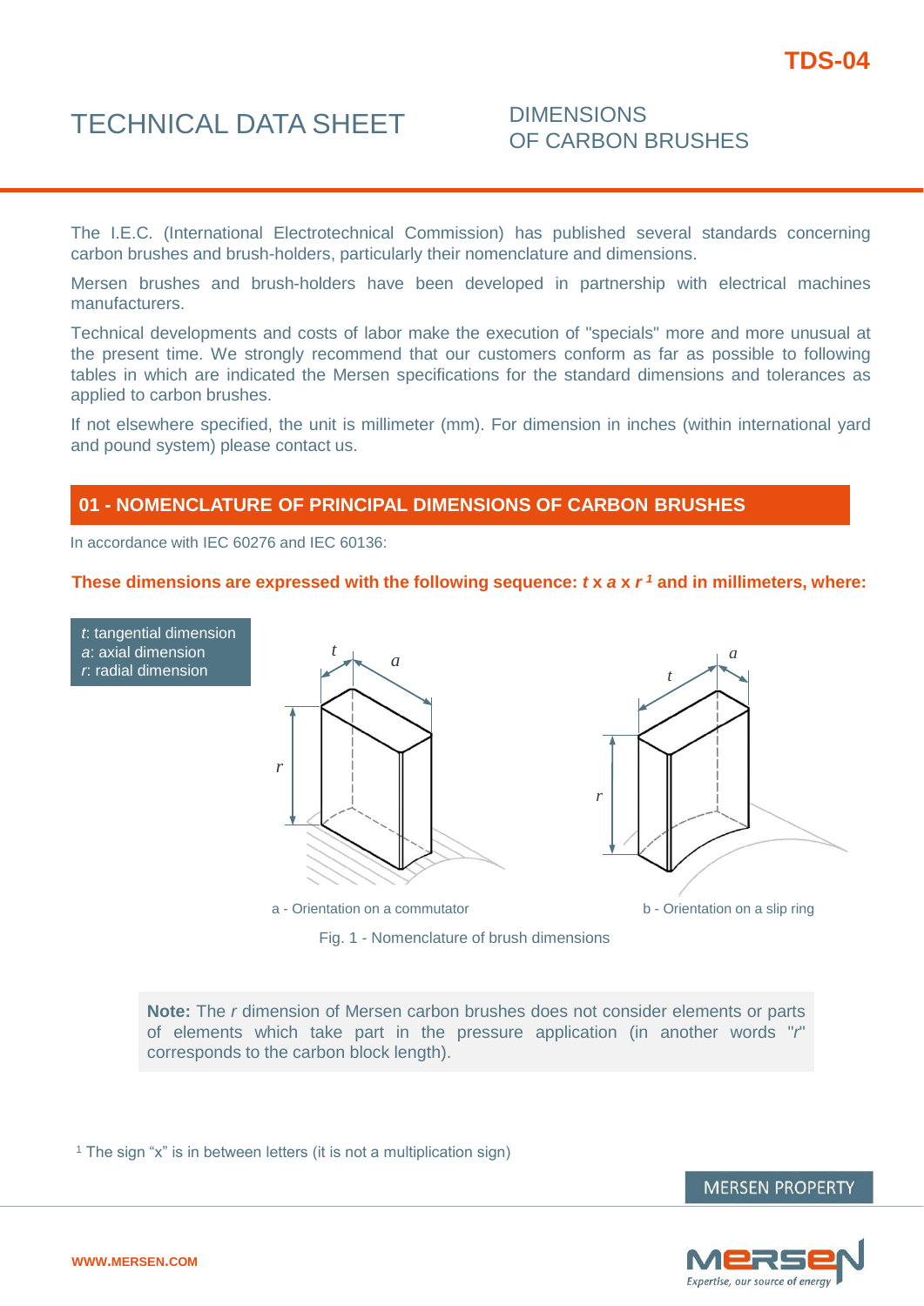# TECHNICAL DATA SHEET

## DIMENSIONS OF CARBON BRUSHES

TDS-04

The I.E.C. (International Electrotechnical Commission) has published several standards concerning carbon brushes and brush-holders, particularly their nomenclature and dimensions.

Mersen brushes and brush-holders have been developed in partnership with electrical machines manufacturers.

Technical developments and costs of labor make the execution of "specials" more and more unusual at the present time. We strongly recommend that our customers conform as far as possible to following tables in which are indicated the Mersen specifications for the standard dimensions and tolerances as applied to carbon brushes.

If not elsewhere specified, the unit is millimeter (mm). For dimension in inches (within international yard and pound system) please contact us.

## 01 - NOMENCLATURE OF PRINCIPAL DIMENSIONS OF CARBON BRUSHES

In accordance with IEC 60276 and IEC 60136:

**These dimensions are expressed with the following sequence: *t* x *a* x *r* [1] and in millimeters, where:**

*t*: tangential dimension
*a*: axial dimension
*r*: radial dimension

a - Orientation on a commutator

b - Orientation on a slip ring

Fig. 1 - Nomenclature of brush dimensions

**Note:** The *r* dimension of Mersen carbon brushes does not consider elements or parts of elements which take part in the pressure application (in another words "*r*" corresponds to the carbon block length).

[1] The sign "x" is in between letters (it is not a multiplication sign)

MERSEN PROPERTY

WWW.MERSEN.COM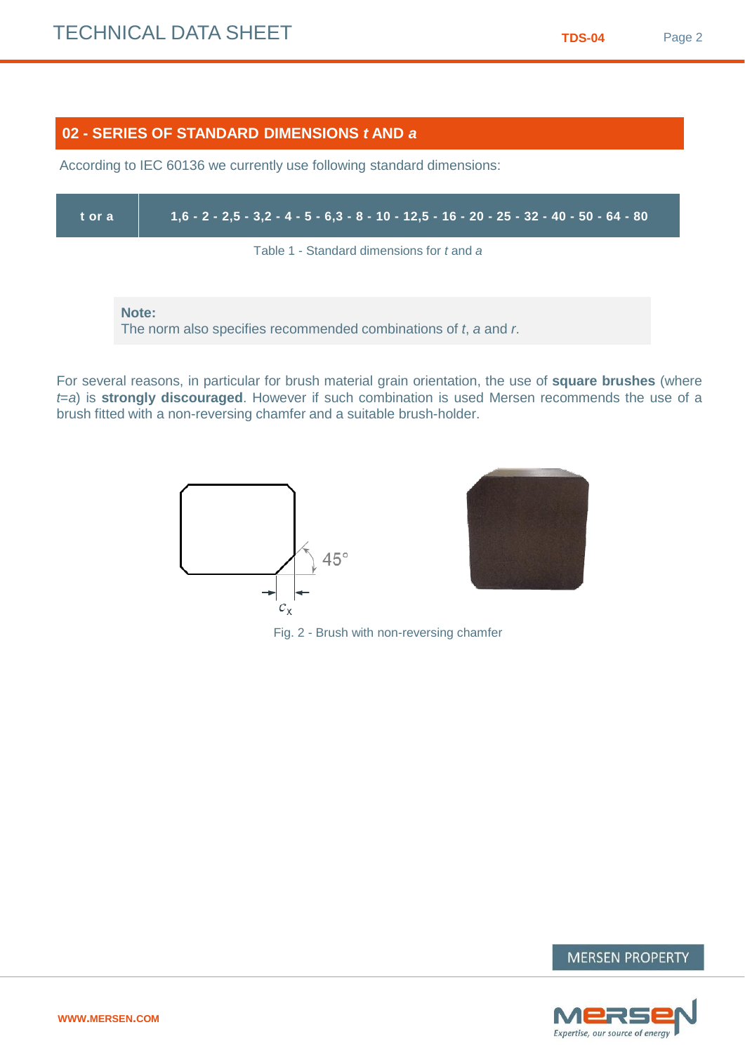## 02 - SERIES OF STANDARD DIMENSIONS *t* AND *a*

According to IEC 60136 we currently use following standard dimensions:

| t or a | 1,6 - 2 - 2,5 - 3,2 - 4 - 5 - 6,3 - 8 - 10 - 12,5 - 16 - 20 - 25 - 32 - 40 - 50 - 64 - 80 |
|---|---|

Table 1 - Standard dimensions for *t* and *a*

> **Note:**
> The norm also specifies recommended combinations of *t*, *a* and *r*.

For several reasons, in particular for brush material grain orientation, the use of **square brushes** (where *t*=*a*) is **strongly discouraged**. However if such combination is used Mersen recommends the use of a brush fitted with a non-reversing chamfer and a suitable brush-holder.

45°

$c_x$

Fig. 2 - Brush with non-reversing chamfer

MERSEN PROPERTY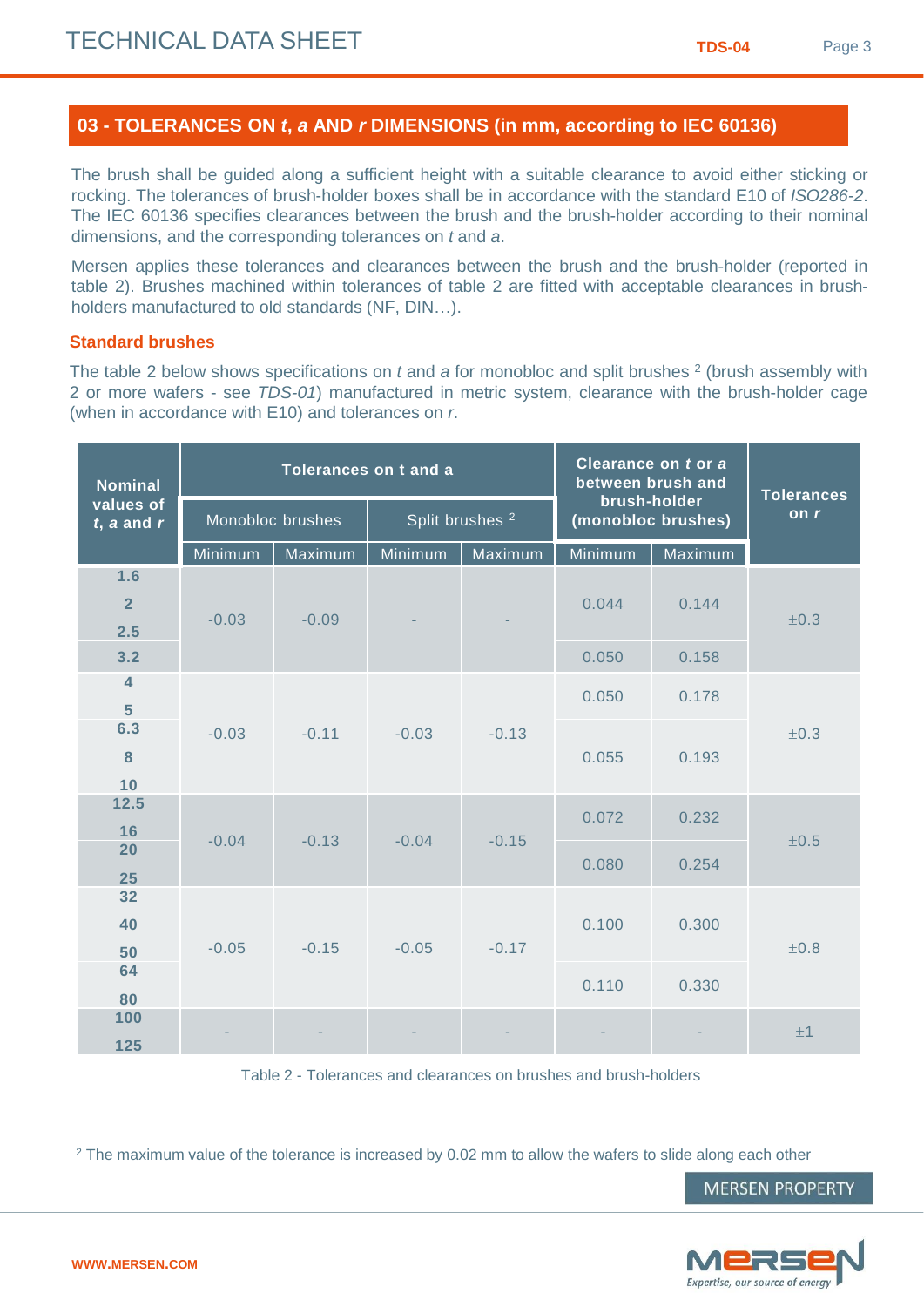## 03 - TOLERANCES ON *t*, *a* AND *r* DIMENSIONS (in mm, according to IEC 60136)

The brush shall be guided along a sufficient height with a suitable clearance to avoid either sticking or rocking. The tolerances of brush-holder boxes shall be in accordance with the standard E10 of *ISO286-2*. The IEC 60136 specifies clearances between the brush and the brush-holder according to their nominal dimensions, and the corresponding tolerances on *t* and *a*.

Mersen applies these tolerances and clearances between the brush and the brush-holder (reported in table 2). Brushes machined within tolerances of table 2 are fitted with acceptable clearances in brush-holders manufactured to old standards (NF, DIN…).

### Standard brushes

The table 2 below shows specifications on *t* and *a* for monobloc and split brushes [2] (brush assembly with 2 or more wafers - see *TDS-01*) manufactured in metric system, clearance with the brush-holder cage (when in accordance with E10) and tolerances on *r*.

| Nominal values of *t*, *a* and *r* | Tolerances on t and a | | | | Clearance on *t* or *a* between brush and brush-holder (monobloc brushes) | | Tolerances on *r* |
|---|---|---|---|---|---|---|---|
| | Monobloc brushes | | Split brushes [2] | | | | |
| | Minimum | Maximum | Minimum | Maximum | Minimum | Maximum | |
| 1.6 / 2 / 2.5 | -0.03 | -0.09 | - | - | 0.044 | 0.144 | ±0.3 |
| 3.2 | | | | | 0.050 | 0.158 | |
| 4 / 5 | -0.03 | -0.11 | -0.03 | -0.13 | 0.050 | 0.178 | ±0.3 |
| 6.3 / 8 / 10 | | | | | 0.055 | 0.193 | |
| 12.5 / 16 | -0.04 | -0.13 | -0.04 | -0.15 | 0.072 | 0.232 | ±0.5 |
| 20 / 25 | | | | | 0.080 | 0.254 | |
| 32 / 40 / 50 | -0.05 | -0.15 | -0.05 | -0.17 | 0.100 | 0.300 | ±0.8 |
| 64 / 80 | | | | | 0.110 | 0.330 | |
| 100 / 125 | - | - | - | - | - | - | ±1 |

Table 2 - Tolerances and clearances on brushes and brush-holders

[2] The maximum value of the tolerance is increased by 0.02 mm to allow the wafers to slide along each other

MERSEN PROPERTY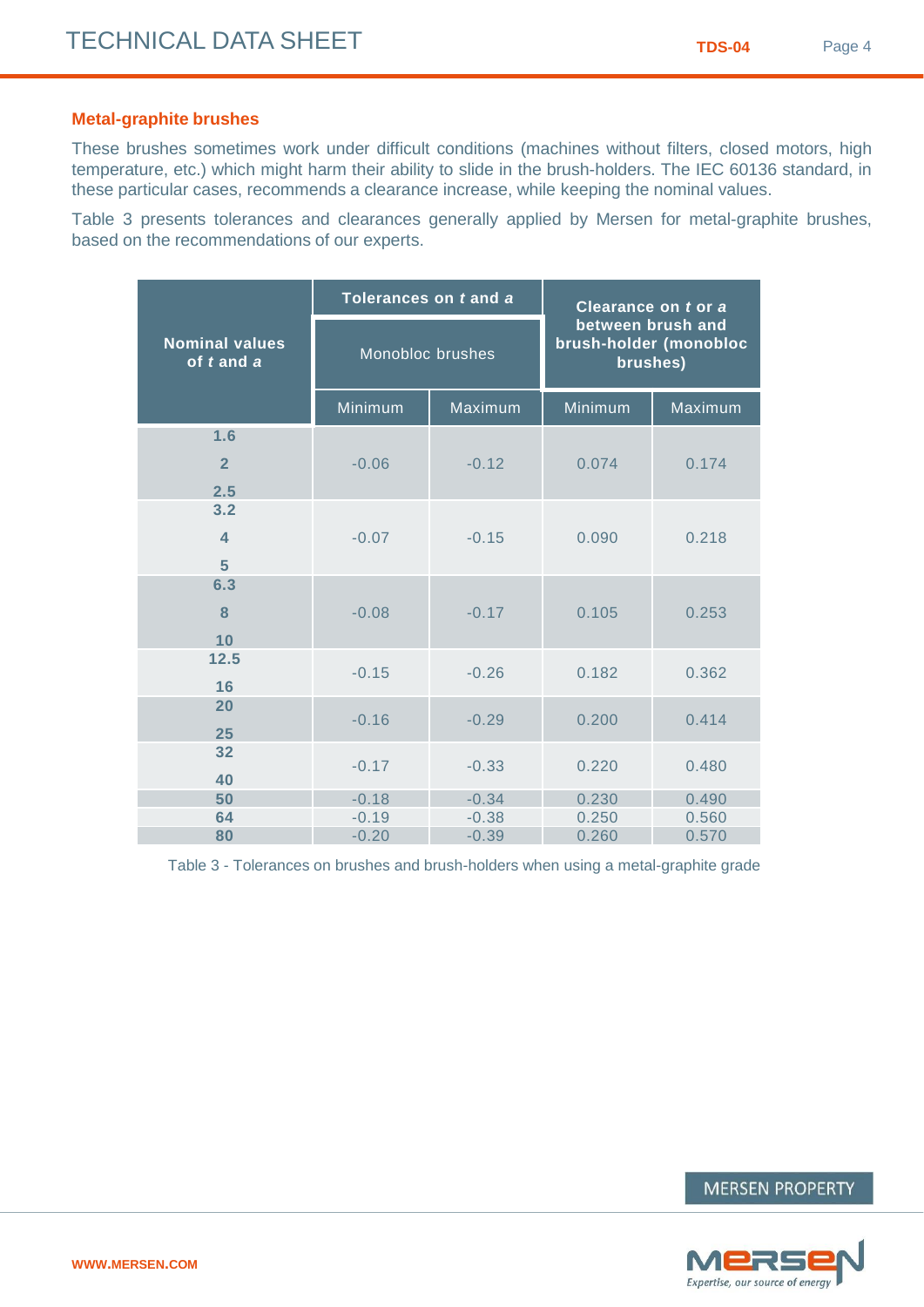## Metal-graphite brushes

These brushes sometimes work under difficult conditions (machines without filters, closed motors, high temperature, etc.) which might harm their ability to slide in the brush-holders. The IEC 60136 standard, in these particular cases, recommends a clearance increase, while keeping the nominal values.

Table 3 presents tolerances and clearances generally applied by Mersen for metal-graphite brushes, based on the recommendations of our experts.

| Nominal values of *t* and *a* | Tolerances on *t* and *a* – Monobloc brushes | | Clearance on *t* or *a* between brush and brush-holder (monobloc brushes) | |
|---|---|---|---|---|
| | Minimum | Maximum | Minimum | Maximum |
| 1.6, 2, 2.5 | -0.06 | -0.12 | 0.074 | 0.174 |
| 3.2, 4, 5 | -0.07 | -0.15 | 0.090 | 0.218 |
| 6.3, 8, 10 | -0.08 | -0.17 | 0.105 | 0.253 |
| 12.5, 16 | -0.15 | -0.26 | 0.182 | 0.362 |
| 20, 25 | -0.16 | -0.29 | 0.200 | 0.414 |
| 32, 40 | -0.17 | -0.33 | 0.220 | 0.480 |
| 50 | -0.18 | -0.34 | 0.230 | 0.490 |
| 64 | -0.19 | -0.38 | 0.250 | 0.560 |
| 80 | -0.20 | -0.39 | 0.260 | 0.570 |

Table 3 - Tolerances on brushes and brush-holders when using a metal-graphite grade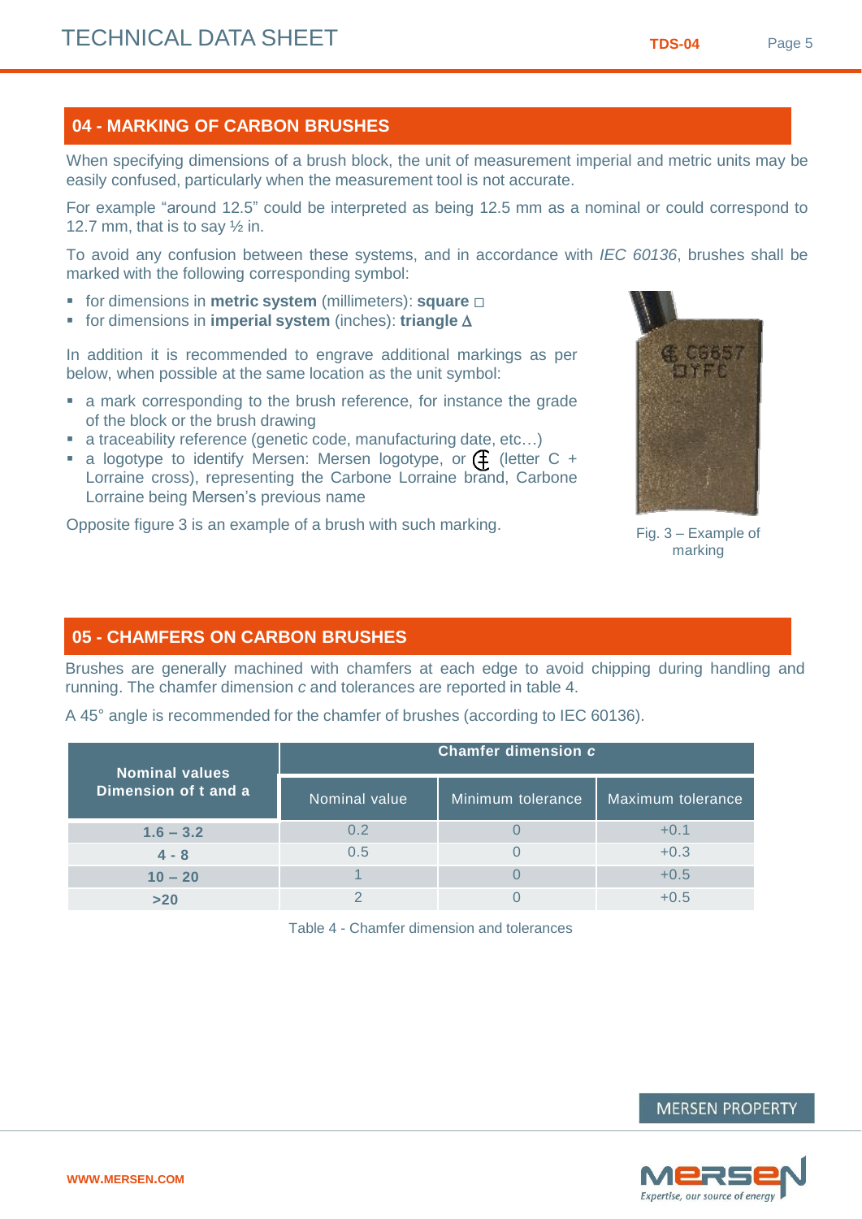## 04 - MARKING OF CARBON BRUSHES

When specifying dimensions of a brush block, the unit of measurement imperial and metric units may be easily confused, particularly when the measurement tool is not accurate.

For example “around 12.5” could be interpreted as being 12.5 mm as a nominal or could correspond to 12.7 mm, that is to say ½ in.

To avoid any confusion between these systems, and in accordance with *IEC 60136*, brushes shall be marked with the following corresponding symbol:

- for dimensions in **metric system** (millimeters): **square** □
- for dimensions in **imperial system** (inches): **triangle** ∆

In addition it is recommended to engrave additional markings as per below, when possible at the same location as the unit symbol:

- a mark corresponding to the brush reference, for instance the grade of the block or the brush drawing
- a traceability reference (genetic code, manufacturing date, etc…)
- a logotype to identify Mersen: Mersen logotype, or (letter C + Lorraine cross), representing the Carbone Lorraine brand, Carbone Lorraine being Mersen’s previous name

Opposite figure 3 is an example of a brush with such marking.

Fig. 3 – Example of marking

## 05 - CHAMFERS ON CARBON BRUSHES

Brushes are generally machined with chamfers at each edge to avoid chipping during handling and running. The chamfer dimension *c* and tolerances are reported in table 4.

A 45° angle is recommended for the chamfer of brushes (according to IEC 60136).

| Nominal values Dimension of t and a | Chamfer dimension *c* | | |
|---|---|---|---|
| | Nominal value | Minimum tolerance | Maximum tolerance |
| **1.6 – 3.2** | 0.2 | 0 | +0.1 |
| **4 - 8** | 0.5 | 0 | +0.3 |
| **10 – 20** | 1 | 0 | +0.5 |
| **>20** | 2 | 0 | +0.5 |

Table 4 - Chamfer dimension and tolerances

MERSEN PROPERTY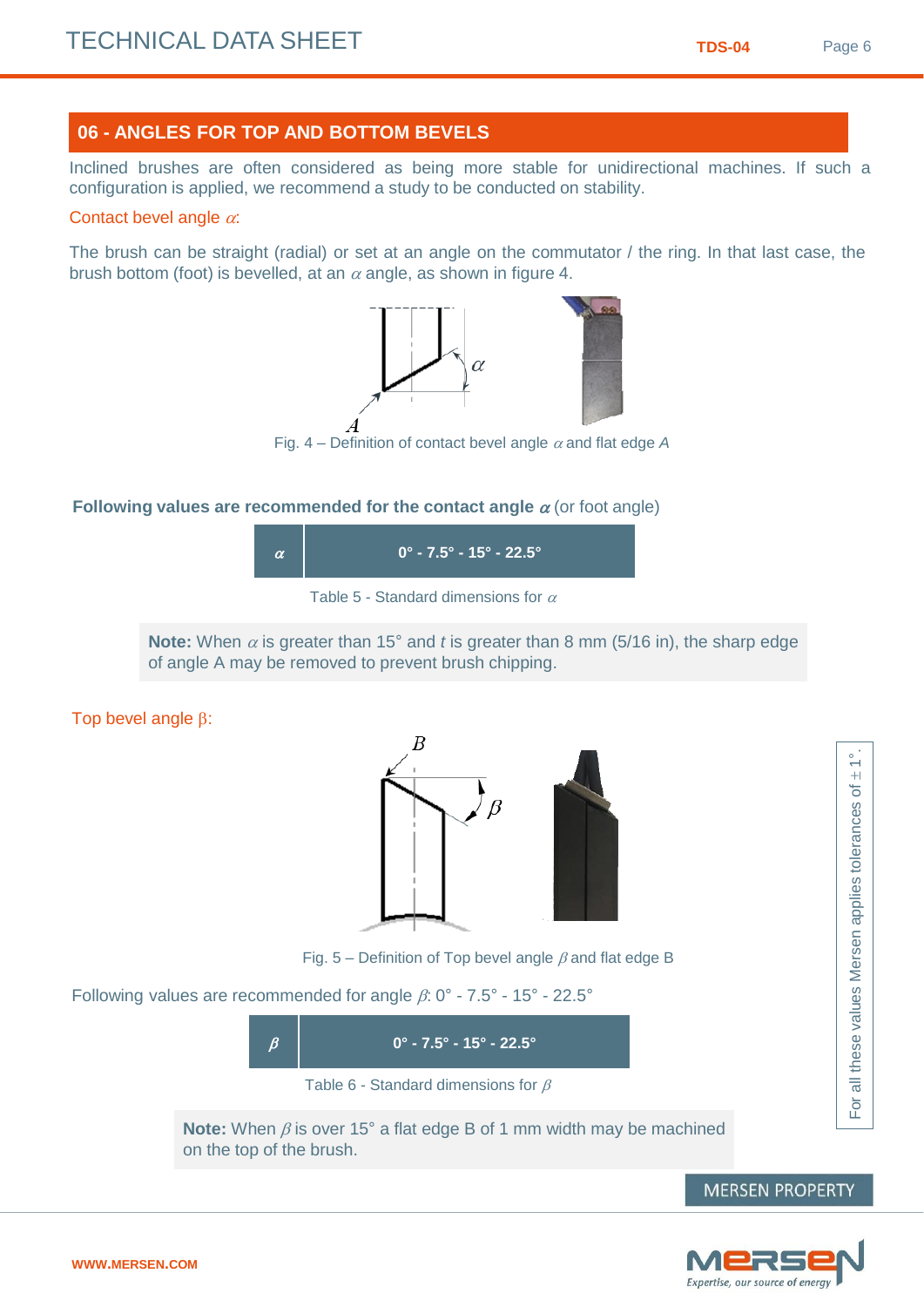## 06 - ANGLES FOR TOP AND BOTTOM BEVELS

Inclined brushes are often considered as being more stable for unidirectional machines. If such a configuration is applied, we recommend a study to be conducted on stability.

Contact bevel angle $\alpha$:

The brush can be straight (radial) or set at an angle on the commutator / the ring. In that last case, the brush bottom (foot) is bevelled, at an $\alpha$ angle, as shown in figure 4.

Fig. 4 – Definition of contact bevel angle $\alpha$ and flat edge $A$

**Following values are recommended for the contact angle $\alpha$** (or foot angle)

| $\alpha$ | 0° - 7.5° - 15° - 22.5° |
|---|---|

Table 5 - Standard dimensions for $\alpha$

**Note:** When $\alpha$ is greater than 15° and $t$ is greater than 8 mm (5/16 in), the sharp edge of angle A may be removed to prevent brush chipping.

Top bevel angle $\beta$:

Fig. 5 – Definition of Top bevel angle $\beta$ and flat edge B

Following values are recommended for angle $\beta$: 0° - 7.5° - 15° - 22.5°

| $\beta$ | 0° - 7.5° - 15° - 22.5° |
|---|---|

Table 6 - Standard dimensions for $\beta$

**Note:** When $\beta$ is over 15° a flat edge B of 1 mm width may be machined on the top of the brush.

For all these values Mersen applies tolerances of $\pm 1°$.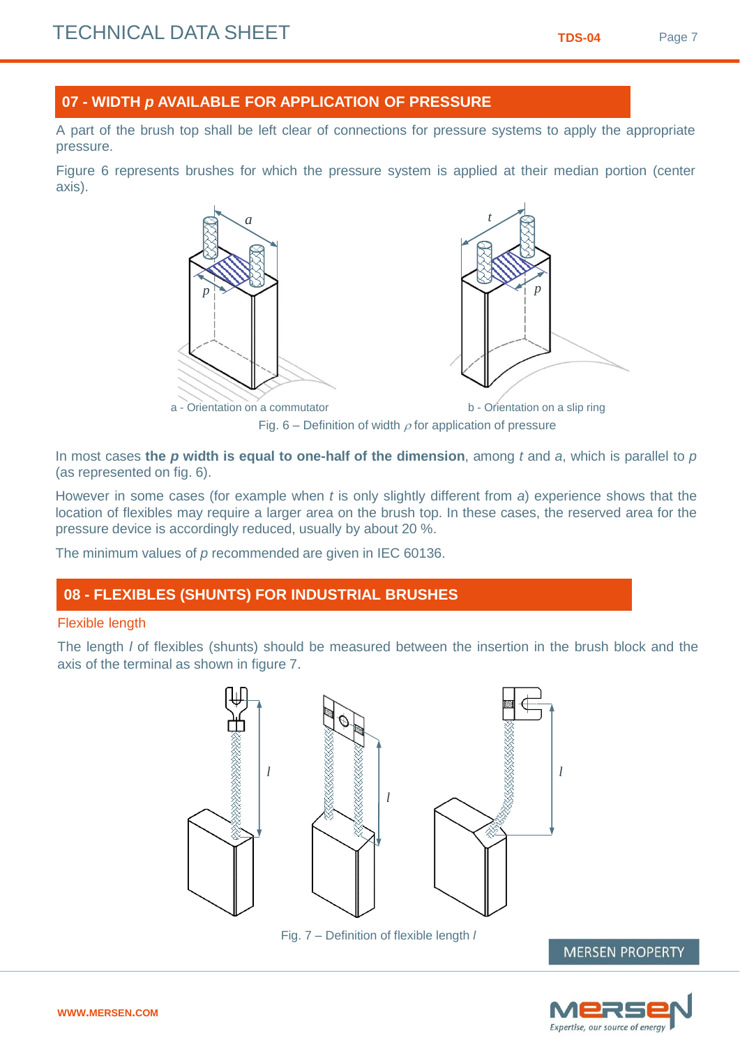## 07 - WIDTH *p* AVAILABLE FOR APPLICATION OF PRESSURE

A part of the brush top shall be left clear of connections for pressure systems to apply the appropriate pressure.

Figure 6 represents brushes for which the pressure system is applied at their median portion (center axis).

a - Orientation on a commutator

b - Orientation on a slip ring

Fig. 6 – Definition of width $p$ for application of pressure

In most cases **the *p* width is equal to one-half of the dimension**, among *t* and *a*, which is parallel to *p* (as represented on fig. 6).

However in some cases (for example when *t* is only slightly different from *a*) experience shows that the location of flexibles may require a larger area on the brush top. In these cases, the reserved area for the pressure device is accordingly reduced, usually by about 20 %.

The minimum values of *p* recommended are given in IEC 60136.

## 08 - FLEXIBLES (SHUNTS) FOR INDUSTRIAL BRUSHES

### Flexible length

The length *l* of flexibles (shunts) should be measured between the insertion in the brush block and the axis of the terminal as shown in figure 7.

Fig. 7 – Definition of flexible length *l*

MERSEN PROPERTY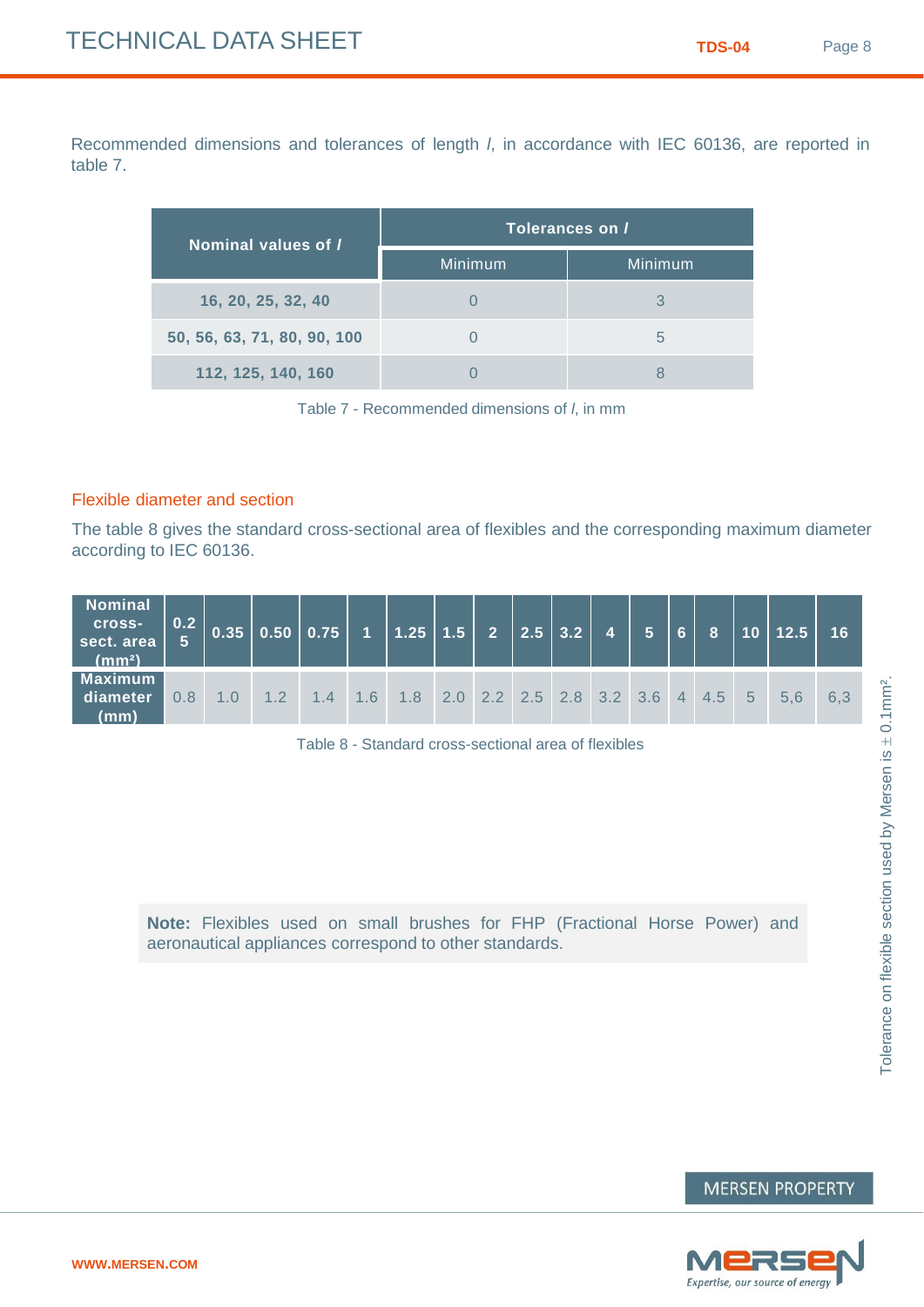Recommended dimensions and tolerances of length *l*, in accordance with IEC 60136, are reported in table 7.

| Nominal values of *l* | Tolerances on *l* | |
|---|---|---|
| | Minimum | Minimum |
| 16, 20, 25, 32, 40 | 0 | 3 |
| 50, 56, 63, 71, 80, 90, 100 | 0 | 5 |
| 112, 125, 140, 160 | 0 | 8 |

Table 7 - Recommended dimensions of *l*, in mm

## Flexible diameter and section

The table 8 gives the standard cross-sectional area of flexibles and the corresponding maximum diameter according to IEC 60136.

| Nominal cross-sect. area ($mm^2$) | 0.25 | 0.35 | 0.50 | 0.75 | 1 | 1.25 | 1.5 | 2 | 2.5 | 3.2 | 4 | 5 | 6 | 8 | 10 | 12.5 | 16 |
|---|---|---|---|---|---|---|---|---|---|---|---|---|---|---|---|---|---|
| Maximum diameter (mm) | 0.8 | 1.0 | 1.2 | 1.4 | 1.6 | 1.8 | 2.0 | 2.2 | 2.5 | 2.8 | 3.2 | 3.6 | 4 | 4.5 | 5 | 5,6 | 6,3 |

Table 8 - Standard cross-sectional area of flexibles

Tolerance on flexible section used by Mersen is ± $0.1mm^2$.

**Note:** Flexibles used on small brushes for FHP (Fractional Horse Power) and aeronautical appliances correspond to other standards.

MERSEN PROPERTY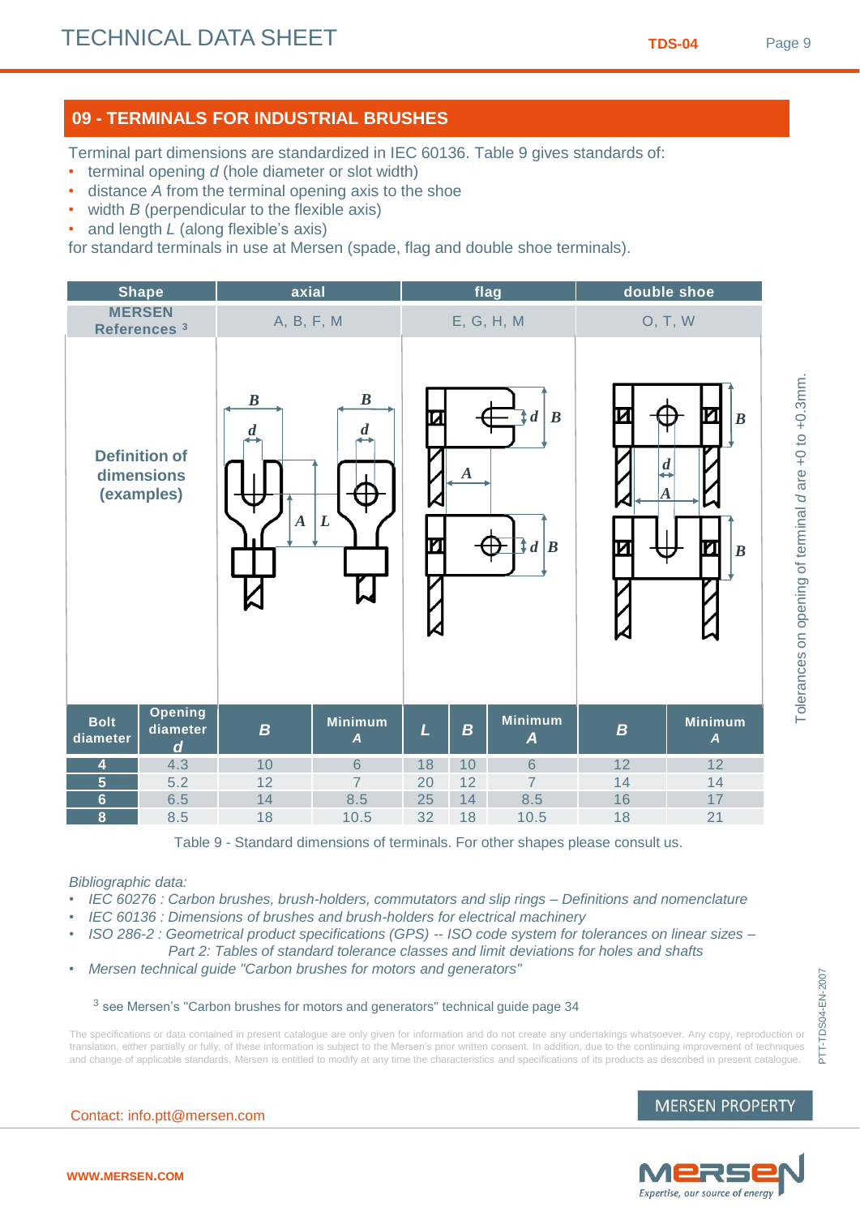## 09 - TERMINALS FOR INDUSTRIAL BRUSHES

Terminal part dimensions are standardized in IEC 60136. Table 9 gives standards of:

- terminal opening *d* (hole diameter or slot width)
- distance *A* from the terminal opening axis to the shoe
- width *B* (perpendicular to the flexible axis)
- and length *L* (along flexible's axis)

for standard terminals in use at Mersen (spade, flag and double shoe terminals).

| Shape | | axial | | flag | | | double shoe | |
|---|---|---|---|---|---|---|---|---|
| MERSEN References [3] | | A, B, F, M | | E, G, H, M | | | O, T, W | |
| Definition of dimensions (examples) | | | | | | | | |
| Bolt diameter | Opening diameter *d* | *B* | Minimum *A* | *L* | *B* | Minimum *A* | *B* | Minimum *A* |
| 4 | 4.3 | 10 | 6 | 18 | 10 | 6 | 12 | 12 |
| 5 | 5.2 | 12 | 7 | 20 | 12 | 7 | 14 | 14 |
| 6 | 6.5 | 14 | 8.5 | 25 | 14 | 8.5 | 16 | 17 |
| 8 | 8.5 | 18 | 10.5 | 32 | 18 | 10.5 | 18 | 21 |

Table 9 - Standard dimensions of terminals. For other shapes please consult us.

Tolerances on opening of terminal *d* are +0 to +0.3mm.

*Bibliographic data:*

- *IEC 60276 : Carbon brushes, brush-holders, commutators and slip rings – Definitions and nomenclature*
- *IEC 60136 : Dimensions of brushes and brush-holders for electrical machinery*
- *ISO 286-2 : Geometrical product specifications (GPS) -- ISO code system for tolerances on linear sizes – Part 2: Tables of standard tolerance classes and limit deviations for holes and shafts*
- *Mersen technical guide "Carbon brushes for motors and generators"*

[3] see Mersen's "Carbon brushes for motors and generators" technical guide page 34

The specifications or data contained in present catalogue are only given for information and do not create any undertakings whatsoever. Any copy, reproduction or translation, either partially or fully, of these information is subject to the Mersen's prior written consent. In addition, due to the continuing improvement of techniques and change of applicable standards, Mersen is entitled to modify at any time the characteristics and specifications of its products as described in present catalogue.

Contact: info.ptt@mersen.com

MERSEN PROPERTY